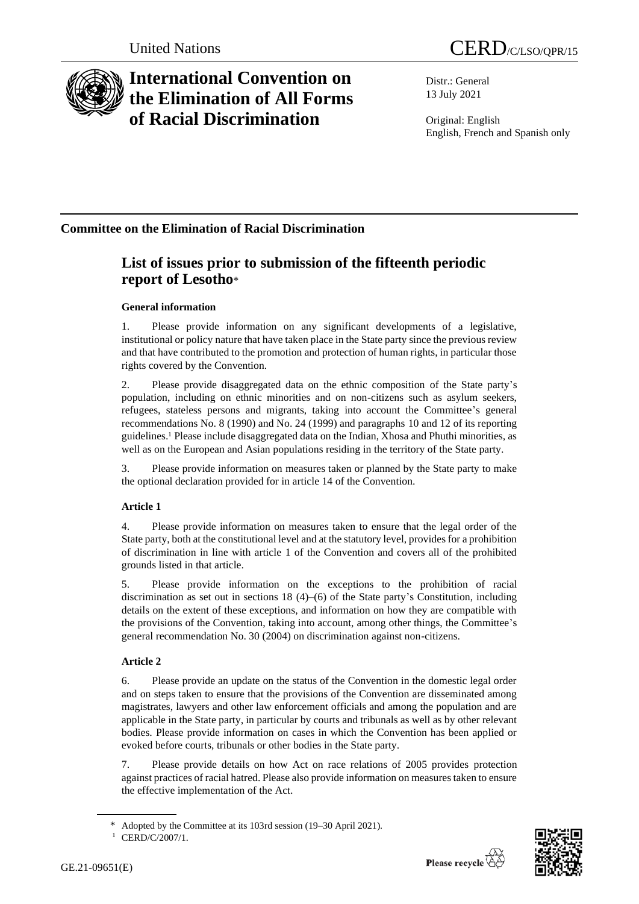United Nations

CERD/C/LSO/QPR/15

# International Convention on the Elimination of All Forms of Racial Discrimination

Distr.: General
13 July 2021

Original: English
English, French and Spanish only

## Committee on the Elimination of Racial Discrimination

## List of issues prior to submission of the fifteenth periodic report of Lesotho*

### General information

1. Please provide information on any significant developments of a legislative, institutional or policy nature that have taken place in the State party since the previous review and that have contributed to the promotion and protection of human rights, in particular those rights covered by the Convention.

2. Please provide disaggregated data on the ethnic composition of the State party's population, including on ethnic minorities and on non-citizens such as asylum seekers, refugees, stateless persons and migrants, taking into account the Committee's general recommendations No. 8 (1990) and No. 24 (1999) and paragraphs 10 and 12 of its reporting guidelines.[1] Please include disaggregated data on the Indian, Xhosa and Phuthi minorities, as well as on the European and Asian populations residing in the territory of the State party.

3. Please provide information on measures taken or planned by the State party to make the optional declaration provided for in article 14 of the Convention.

### Article 1

4. Please provide information on measures taken to ensure that the legal order of the State party, both at the constitutional level and at the statutory level, provides for a prohibition of discrimination in line with article 1 of the Convention and covers all of the prohibited grounds listed in that article.

5. Please provide information on the exceptions to the prohibition of racial discrimination as set out in sections 18 (4)–(6) of the State party's Constitution, including details on the extent of these exceptions, and information on how they are compatible with the provisions of the Convention, taking into account, among other things, the Committee's general recommendation No. 30 (2004) on discrimination against non-citizens.

### Article 2

6. Please provide an update on the status of the Convention in the domestic legal order and on steps taken to ensure that the provisions of the Convention are disseminated among magistrates, lawyers and other law enforcement officials and among the population and are applicable in the State party, in particular by courts and tribunals as well as by other relevant bodies. Please provide information on cases in which the Convention has been applied or evoked before courts, tribunals or other bodies in the State party.

7. Please provide details on how Act on race relations of 2005 provides protection against practices of racial hatred. Please also provide information on measures taken to ensure the effective implementation of the Act.

\* Adopted by the Committee at its 103rd session (19–30 April 2021).

[1] CERD/C/2007/1.

GE.21-09651(E)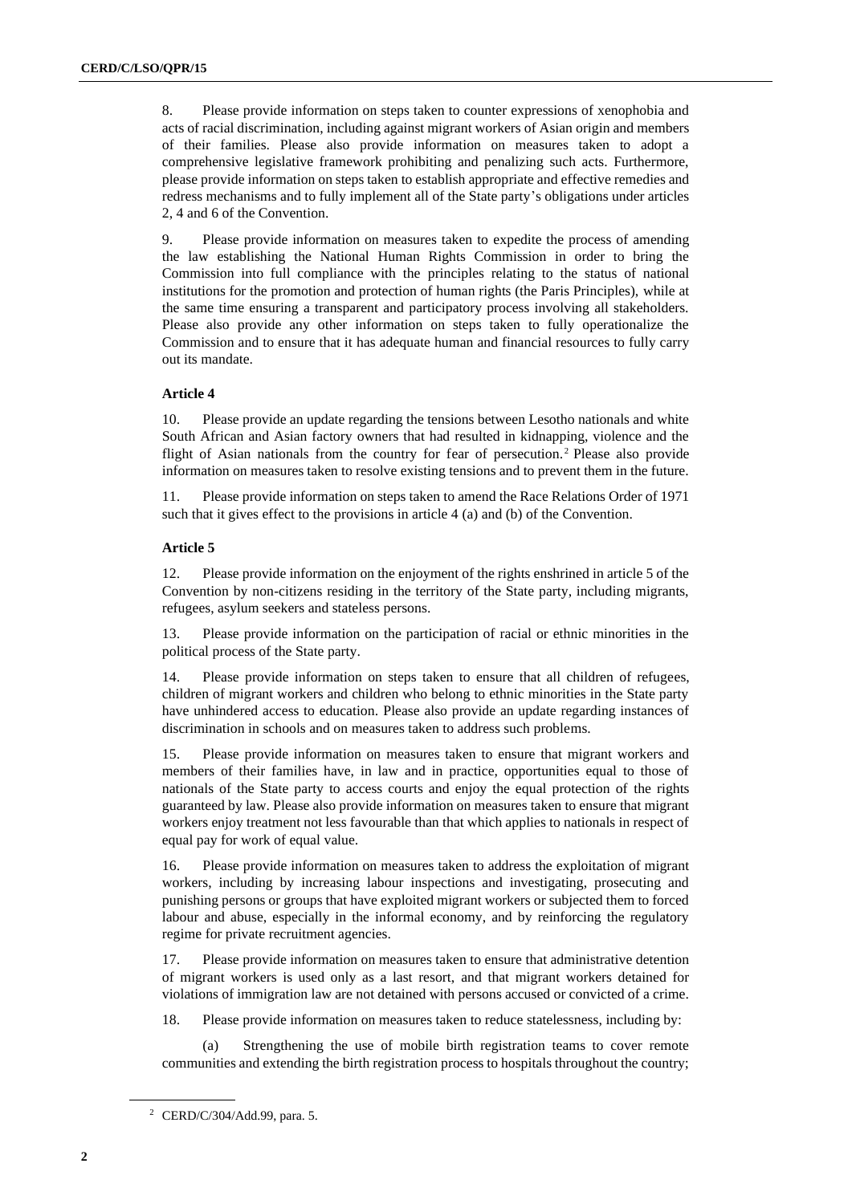8. Please provide information on steps taken to counter expressions of xenophobia and acts of racial discrimination, including against migrant workers of Asian origin and members of their families. Please also provide information on measures taken to adopt a comprehensive legislative framework prohibiting and penalizing such acts. Furthermore, please provide information on steps taken to establish appropriate and effective remedies and redress mechanisms and to fully implement all of the State party's obligations under articles 2, 4 and 6 of the Convention.

9. Please provide information on measures taken to expedite the process of amending the law establishing the National Human Rights Commission in order to bring the Commission into full compliance with the principles relating to the status of national institutions for the promotion and protection of human rights (the Paris Principles), while at the same time ensuring a transparent and participatory process involving all stakeholders. Please also provide any other information on steps taken to fully operationalize the Commission and to ensure that it has adequate human and financial resources to fully carry out its mandate.

### Article 4

10. Please provide an update regarding the tensions between Lesotho nationals and white South African and Asian factory owners that had resulted in kidnapping, violence and the flight of Asian nationals from the country for fear of persecution.[2] Please also provide information on measures taken to resolve existing tensions and to prevent them in the future.

11. Please provide information on steps taken to amend the Race Relations Order of 1971 such that it gives effect to the provisions in article 4 (a) and (b) of the Convention.

### Article 5

12. Please provide information on the enjoyment of the rights enshrined in article 5 of the Convention by non-citizens residing in the territory of the State party, including migrants, refugees, asylum seekers and stateless persons.

13. Please provide information on the participation of racial or ethnic minorities in the political process of the State party.

14. Please provide information on steps taken to ensure that all children of refugees, children of migrant workers and children who belong to ethnic minorities in the State party have unhindered access to education. Please also provide an update regarding instances of discrimination in schools and on measures taken to address such problems.

15. Please provide information on measures taken to ensure that migrant workers and members of their families have, in law and in practice, opportunities equal to those of nationals of the State party to access courts and enjoy the equal protection of the rights guaranteed by law. Please also provide information on measures taken to ensure that migrant workers enjoy treatment not less favourable than that which applies to nationals in respect of equal pay for work of equal value.

16. Please provide information on measures taken to address the exploitation of migrant workers, including by increasing labour inspections and investigating, prosecuting and punishing persons or groups that have exploited migrant workers or subjected them to forced labour and abuse, especially in the informal economy, and by reinforcing the regulatory regime for private recruitment agencies.

17. Please provide information on measures taken to ensure that administrative detention of migrant workers is used only as a last resort, and that migrant workers detained for violations of immigration law are not detained with persons accused or convicted of a crime.

18. Please provide information on measures taken to reduce statelessness, including by:

(a) Strengthening the use of mobile birth registration teams to cover remote communities and extending the birth registration process to hospitals throughout the country;

[2] CERD/C/304/Add.99, para. 5.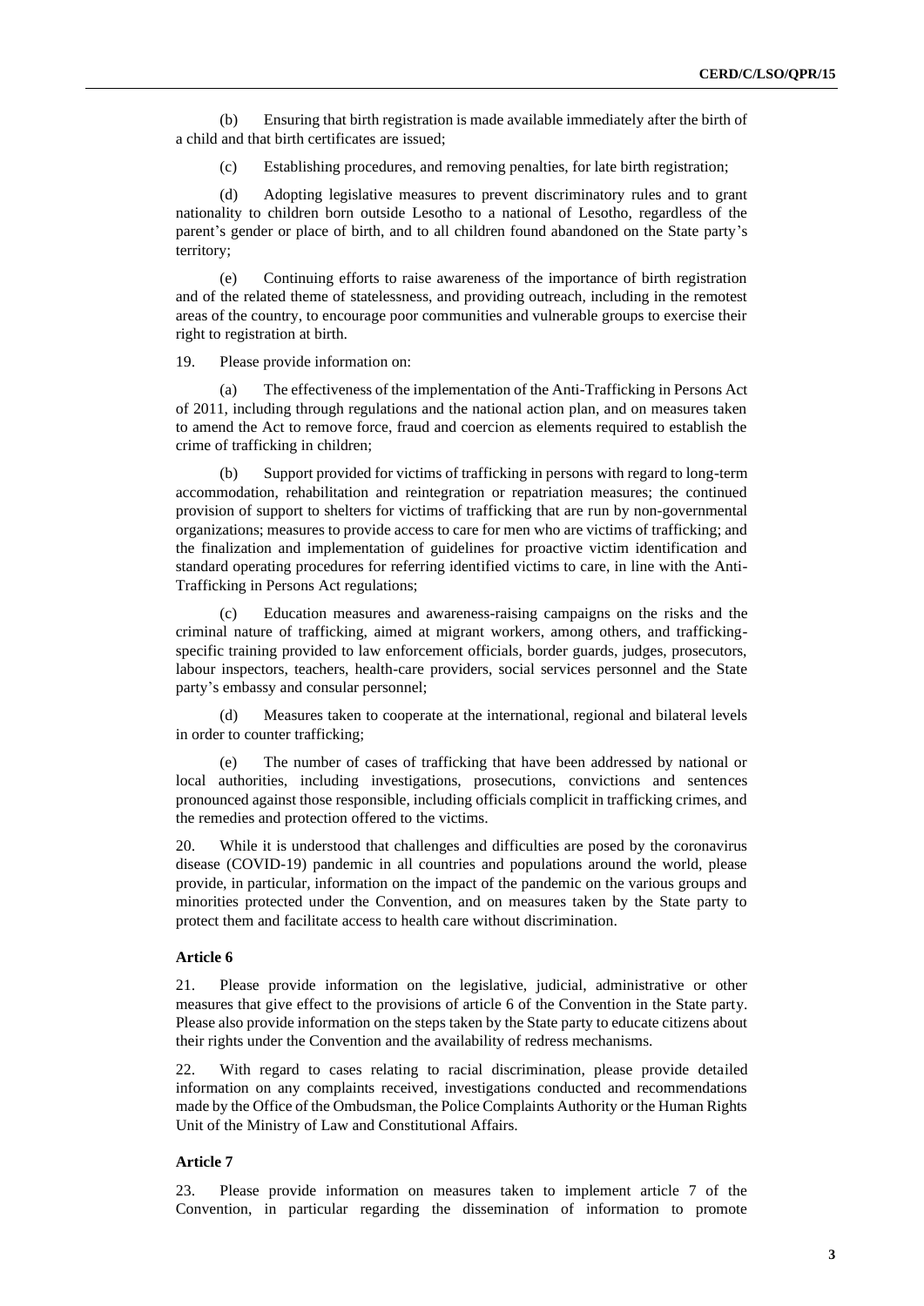(b) Ensuring that birth registration is made available immediately after the birth of a child and that birth certificates are issued;

(c) Establishing procedures, and removing penalties, for late birth registration;

(d) Adopting legislative measures to prevent discriminatory rules and to grant nationality to children born outside Lesotho to a national of Lesotho, regardless of the parent's gender or place of birth, and to all children found abandoned on the State party's territory;

(e) Continuing efforts to raise awareness of the importance of birth registration and of the related theme of statelessness, and providing outreach, including in the remotest areas of the country, to encourage poor communities and vulnerable groups to exercise their right to registration at birth.

19. Please provide information on:

(a) The effectiveness of the implementation of the Anti-Trafficking in Persons Act of 2011, including through regulations and the national action plan, and on measures taken to amend the Act to remove force, fraud and coercion as elements required to establish the crime of trafficking in children;

(b) Support provided for victims of trafficking in persons with regard to long-term accommodation, rehabilitation and reintegration or repatriation measures; the continued provision of support to shelters for victims of trafficking that are run by non-governmental organizations; measures to provide access to care for men who are victims of trafficking; and the finalization and implementation of guidelines for proactive victim identification and standard operating procedures for referring identified victims to care, in line with the Anti-Trafficking in Persons Act regulations;

(c) Education measures and awareness-raising campaigns on the risks and the criminal nature of trafficking, aimed at migrant workers, among others, and trafficking-specific training provided to law enforcement officials, border guards, judges, prosecutors, labour inspectors, teachers, health-care providers, social services personnel and the State party's embassy and consular personnel;

(d) Measures taken to cooperate at the international, regional and bilateral levels in order to counter trafficking;

(e) The number of cases of trafficking that have been addressed by national or local authorities, including investigations, prosecutions, convictions and sentences pronounced against those responsible, including officials complicit in trafficking crimes, and the remedies and protection offered to the victims.

20. While it is understood that challenges and difficulties are posed by the coronavirus disease (COVID-19) pandemic in all countries and populations around the world, please provide, in particular, information on the impact of the pandemic on the various groups and minorities protected under the Convention, and on measures taken by the State party to protect them and facilitate access to health care without discrimination.

### Article 6

21. Please provide information on the legislative, judicial, administrative or other measures that give effect to the provisions of article 6 of the Convention in the State party. Please also provide information on the steps taken by the State party to educate citizens about their rights under the Convention and the availability of redress mechanisms.

22. With regard to cases relating to racial discrimination, please provide detailed information on any complaints received, investigations conducted and recommendations made by the Office of the Ombudsman, the Police Complaints Authority or the Human Rights Unit of the Ministry of Law and Constitutional Affairs.

### Article 7

23. Please provide information on measures taken to implement article 7 of the Convention, in particular regarding the dissemination of information to promote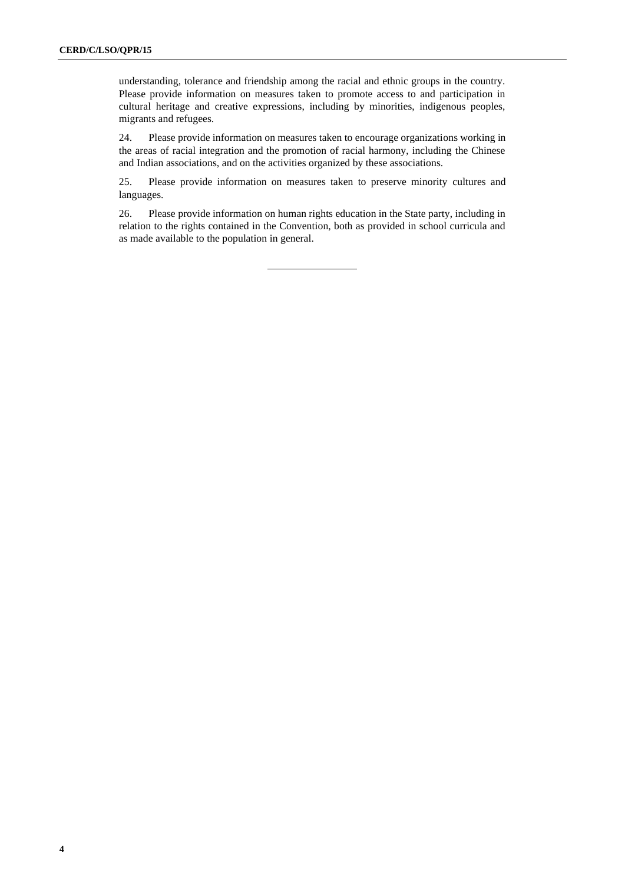understanding, tolerance and friendship among the racial and ethnic groups in the country. Please provide information on measures taken to promote access to and participation in cultural heritage and creative expressions, including by minorities, indigenous peoples, migrants and refugees.

24. Please provide information on measures taken to encourage organizations working in the areas of racial integration and the promotion of racial harmony, including the Chinese and Indian associations, and on the activities organized by these associations.

25. Please provide information on measures taken to preserve minority cultures and languages.

26. Please provide information on human rights education in the State party, including in relation to the rights contained in the Convention, both as provided in school curricula and as made available to the population in general.